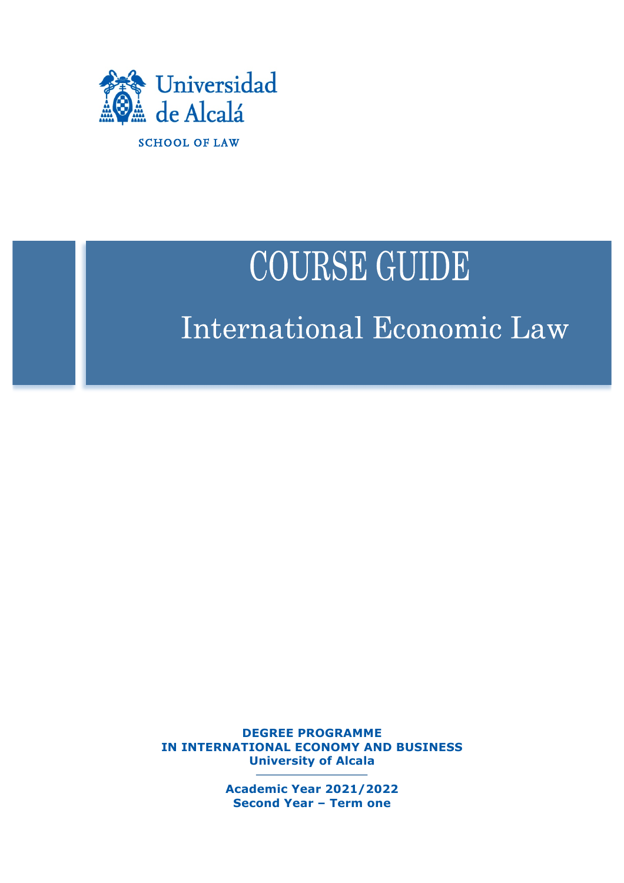Universidad de Alcalá

SCHOOL OF LAW

# COURSE GUIDE

## International Economic Law

**DEGREE PROGRAMME**
**IN INTERNATIONAL ECONOMY AND BUSINESS**
**University of Alcala**

**Academic Year 2021/2022**
**Second Year – Term one**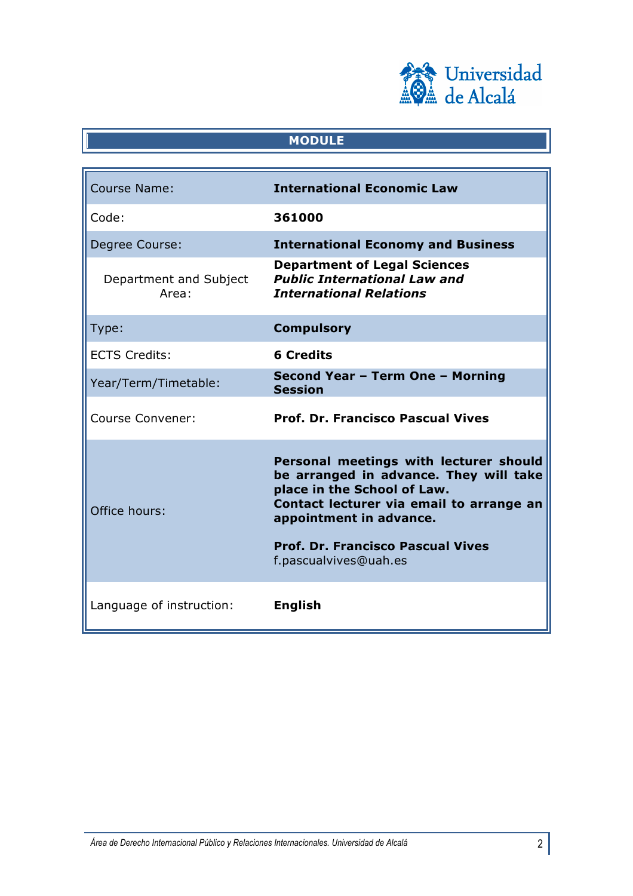## MODULE

| | |
|---|---|
| Course Name: | **International Economic Law** |
| Code: | **361000** |
| Degree Course: | **International Economy and Business** |
| Department and Subject Area: | **Department of Legal Sciences** ***Public International Law and International Relations*** |
| Type: | **Compulsory** |
| ECTS Credits: | **6 Credits** |
| Year/Term/Timetable: | **Second Year – Term One – Morning Session** |
| Course Convener: | **Prof. Dr. Francisco Pascual Vives** |
| Office hours: | **Personal meetings with lecturer should be arranged in advance. They will take place in the School of Law. Contact lecturer via email to arrange an appointment in advance.** **Prof. Dr. Francisco Pascual Vives** f.pascualvives@uah.es |
| Language of instruction: | **English** |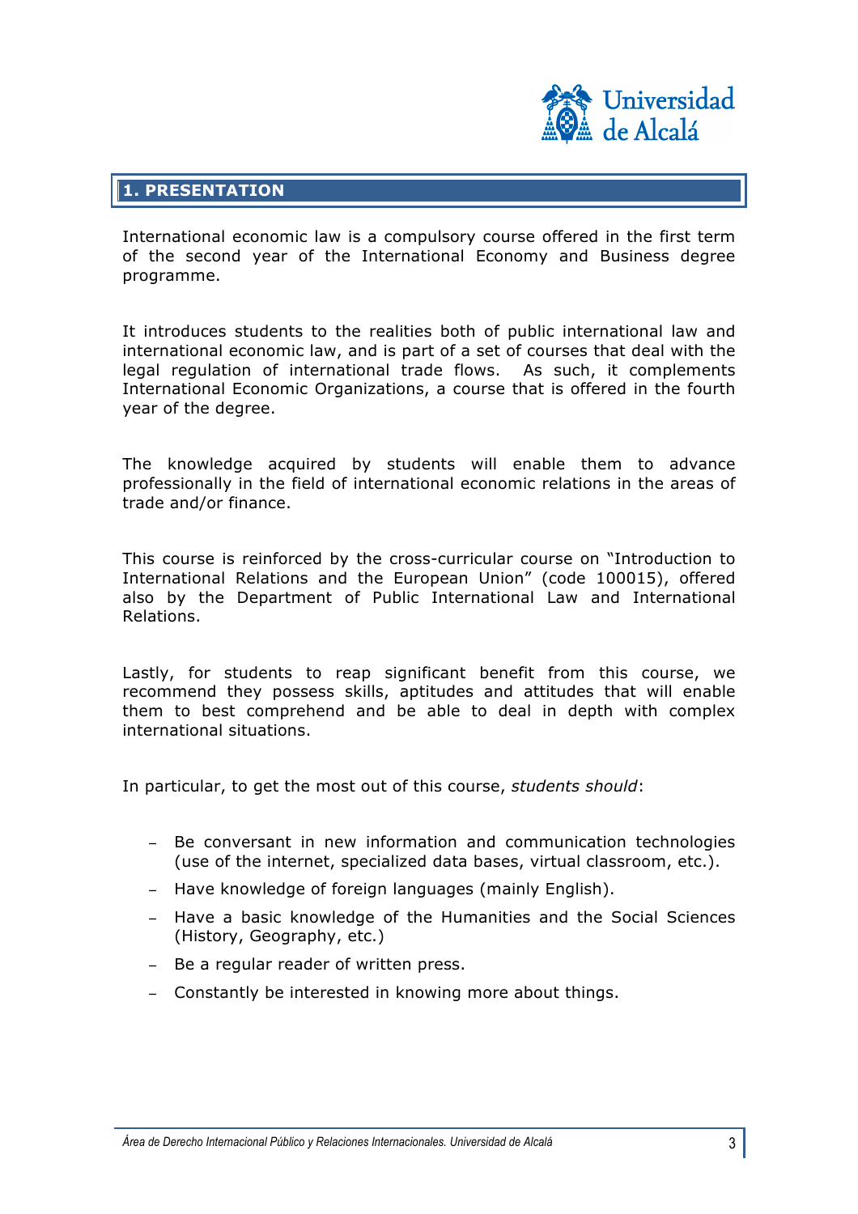## 1. PRESENTATION

International economic law is a compulsory course offered in the first term of the second year of the International Economy and Business degree programme.

It introduces students to the realities both of public international law and international economic law, and is part of a set of courses that deal with the legal regulation of international trade flows. As such, it complements International Economic Organizations, a course that is offered in the fourth year of the degree.

The knowledge acquired by students will enable them to advance professionally in the field of international economic relations in the areas of trade and/or finance.

This course is reinforced by the cross-curricular course on "Introduction to International Relations and the European Union" (code 100015), offered also by the Department of Public International Law and International Relations.

Lastly, for students to reap significant benefit from this course, we recommend they possess skills, aptitudes and attitudes that will enable them to best comprehend and be able to deal in depth with complex international situations.

In particular, to get the most out of this course, *students should*:

- Be conversant in new information and communication technologies (use of the internet, specialized data bases, virtual classroom, etc.).
- Have knowledge of foreign languages (mainly English).
- Have a basic knowledge of the Humanities and the Social Sciences (History, Geography, etc.)
- Be a regular reader of written press.
- Constantly be interested in knowing more about things.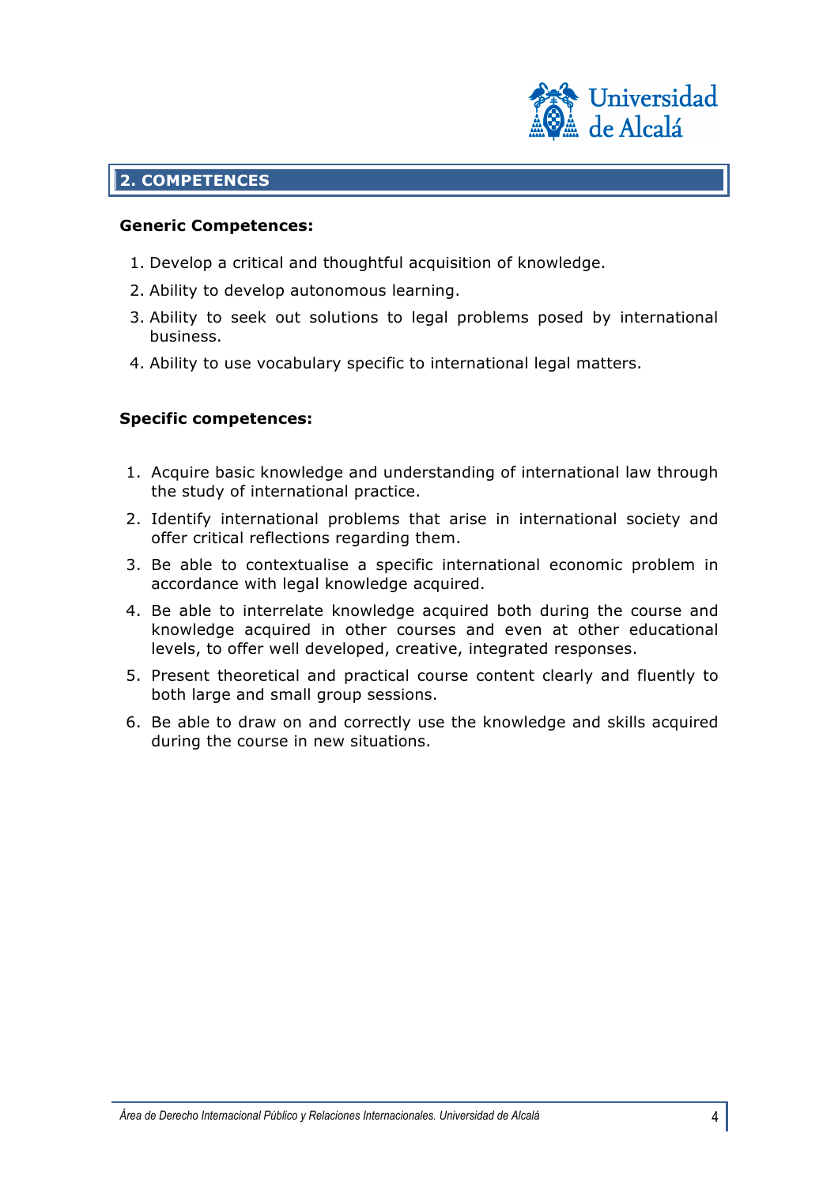## 2. COMPETENCES

**Generic Competences:**

1. Develop a critical and thoughtful acquisition of knowledge.
2. Ability to develop autonomous learning.
3. Ability to seek out solutions to legal problems posed by international business.
4. Ability to use vocabulary specific to international legal matters.

**Specific competences:**

1. Acquire basic knowledge and understanding of international law through the study of international practice.
2. Identify international problems that arise in international society and offer critical reflections regarding them.
3. Be able to contextualise a specific international economic problem in accordance with legal knowledge acquired.
4. Be able to interrelate knowledge acquired both during the course and knowledge acquired in other courses and even at other educational levels, to offer well developed, creative, integrated responses.
5. Present theoretical and practical course content clearly and fluently to both large and small group sessions.
6. Be able to draw on and correctly use the knowledge and skills acquired during the course in new situations.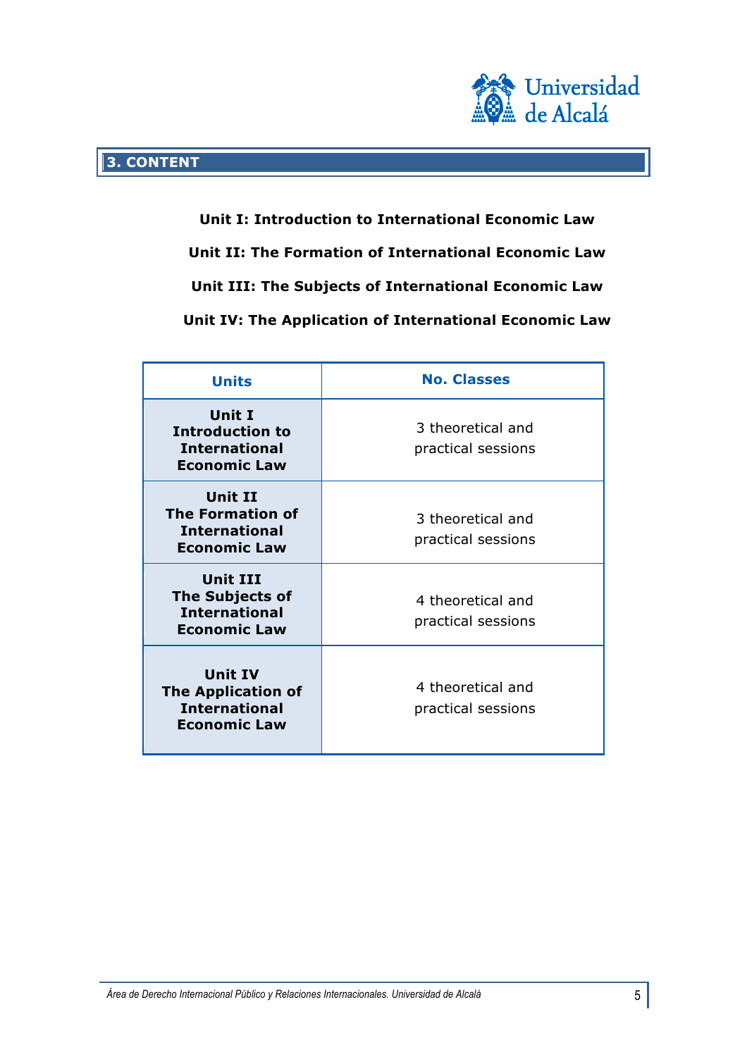## 3. CONTENT

**Unit I: Introduction to International Economic Law**

**Unit II: The Formation of International Economic Law**

**Unit III: The Subjects of International Economic Law**

**Unit IV: The Application of International Economic Law**

| Units | No. Classes |
|---|---|
| **Unit I Introduction to International Economic Law** | 3 theoretical and practical sessions |
| **Unit II The Formation of International Economic Law** | 3 theoretical and practical sessions |
| **Unit III The Subjects of International Economic Law** | 4 theoretical and practical sessions |
| **Unit IV The Application of International Economic Law** | 4 theoretical and practical sessions |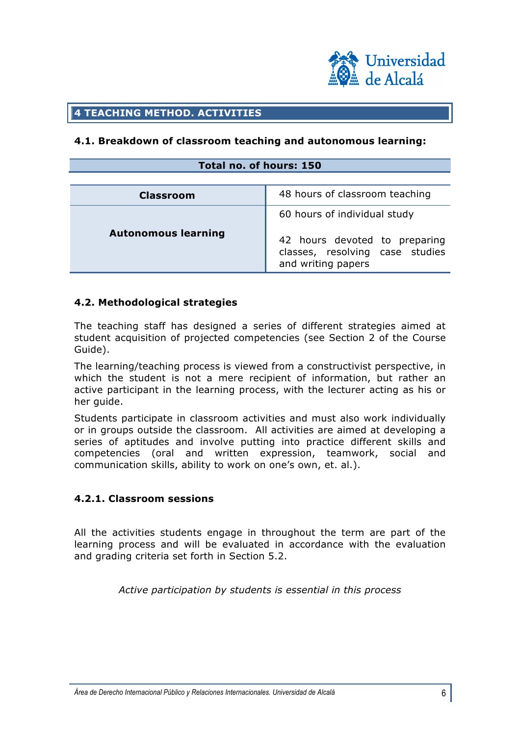## 4 TEACHING METHOD. ACTIVITIES

### 4.1. Breakdown of classroom teaching and autonomous learning:

| Total no. of hours: 150 | |
|---|---|
| **Classroom** | 48 hours of classroom teaching |
| **Autonomous learning** | 60 hours of individual study<br><br>42 hours devoted to preparing classes, resolving case studies and writing papers |

### 4.2. Methodological strategies

The teaching staff has designed a series of different strategies aimed at student acquisition of projected competencies (see Section 2 of the Course Guide).

The learning/teaching process is viewed from a constructivist perspective, in which the student is not a mere recipient of information, but rather an active participant in the learning process, with the lecturer acting as his or her guide.

Students participate in classroom activities and must also work individually or in groups outside the classroom. All activities are aimed at developing a series of aptitudes and involve putting into practice different skills and competencies (oral and written expression, teamwork, social and communication skills, ability to work on one's own, et. al.).

#### 4.2.1. Classroom sessions

All the activities students engage in throughout the term are part of the learning process and will be evaluated in accordance with the evaluation and grading criteria set forth in Section 5.2.

*Active participation by students is essential in this process*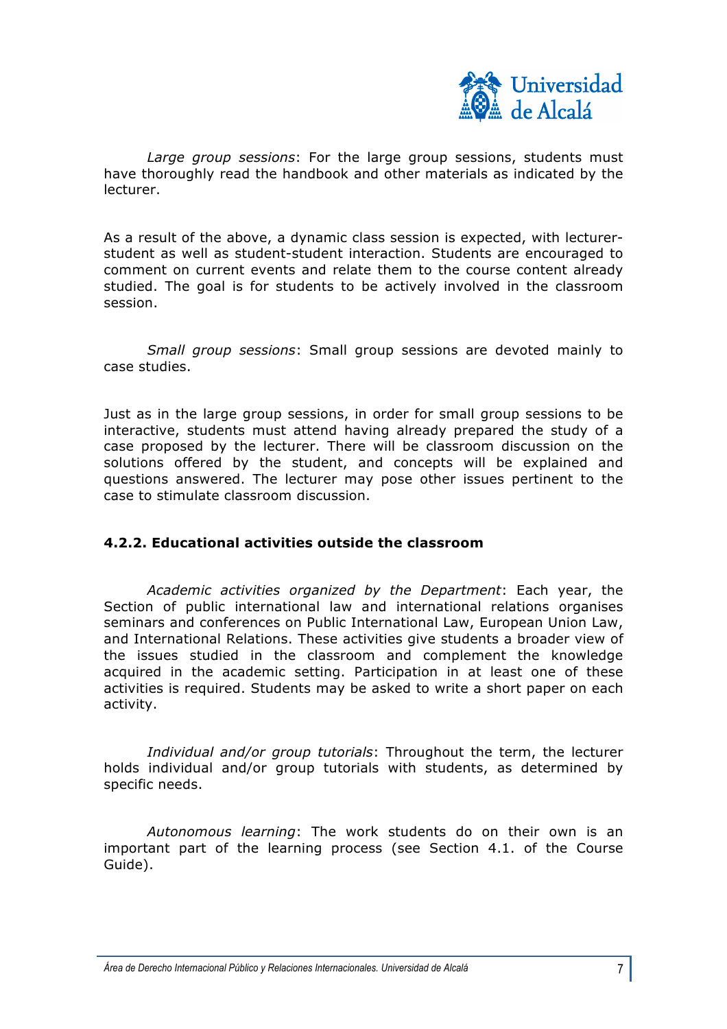*Large group sessions*: For the large group sessions, students must have thoroughly read the handbook and other materials as indicated by the lecturer.

As a result of the above, a dynamic class session is expected, with lecturer-student as well as student-student interaction. Students are encouraged to comment on current events and relate them to the course content already studied. The goal is for students to be actively involved in the classroom session.

*Small group sessions*: Small group sessions are devoted mainly to case studies.

Just as in the large group sessions, in order for small group sessions to be interactive, students must attend having already prepared the study of a case proposed by the lecturer. There will be classroom discussion on the solutions offered by the student, and concepts will be explained and questions answered. The lecturer may pose other issues pertinent to the case to stimulate classroom discussion.

### 4.2.2. Educational activities outside the classroom

*Academic activities organized by the Department*: Each year, the Section of public international law and international relations organises seminars and conferences on Public International Law, European Union Law, and International Relations. These activities give students a broader view of the issues studied in the classroom and complement the knowledge acquired in the academic setting. Participation in at least one of these activities is required. Students may be asked to write a short paper on each activity.

*Individual and/or group tutorials*: Throughout the term, the lecturer holds individual and/or group tutorials with students, as determined by specific needs.

*Autonomous learning*: The work students do on their own is an important part of the learning process (see Section 4.1. of the Course Guide).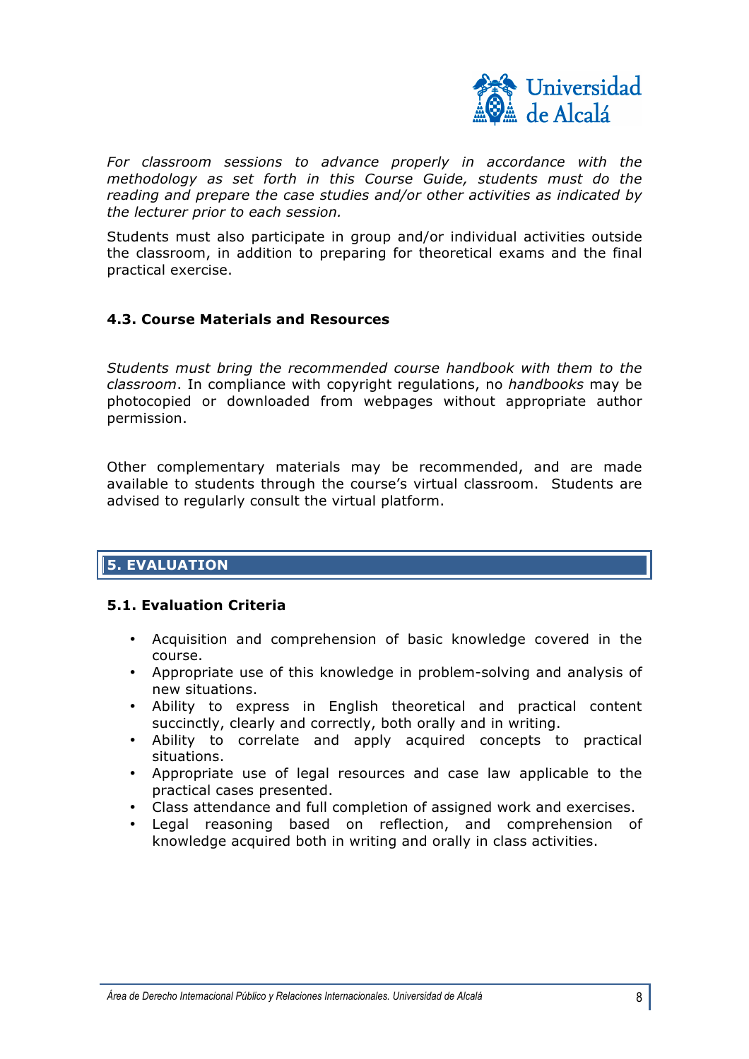*For classroom sessions to advance properly in accordance with the methodology as set forth in this Course Guide, students must do the reading and prepare the case studies and/or other activities as indicated by the lecturer prior to each session.*

Students must also participate in group and/or individual activities outside the classroom, in addition to preparing for theoretical exams and the final practical exercise.

### 4.3. Course Materials and Resources

*Students must bring the recommended course handbook with them to the classroom*. In compliance with copyright regulations, no *handbooks* may be photocopied or downloaded from webpages without appropriate author permission.

Other complementary materials may be recommended, and are made available to students through the course's virtual classroom. Students are advised to regularly consult the virtual platform.

## 5. EVALUATION

### 5.1. Evaluation Criteria

- Acquisition and comprehension of basic knowledge covered in the course.
- Appropriate use of this knowledge in problem-solving and analysis of new situations.
- Ability to express in English theoretical and practical content succinctly, clearly and correctly, both orally and in writing.
- Ability to correlate and apply acquired concepts to practical situations.
- Appropriate use of legal resources and case law applicable to the practical cases presented.
- Class attendance and full completion of assigned work and exercises.
- Legal reasoning based on reflection, and comprehension of knowledge acquired both in writing and orally in class activities.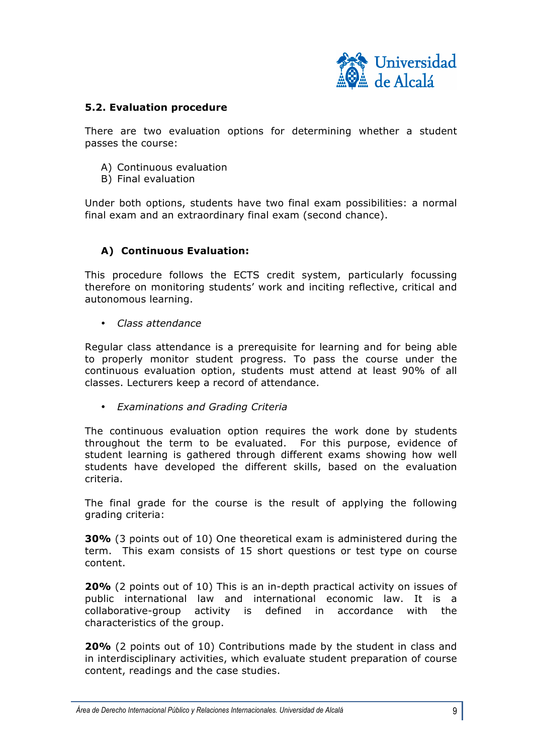### 5.2. Evaluation procedure

There are two evaluation options for determining whether a student passes the course:

A) Continuous evaluation
B) Final evaluation

Under both options, students have two final exam possibilities: a normal final exam and an extraordinary final exam (second chance).

#### A) Continuous Evaluation:

This procedure follows the ECTS credit system, particularly focussing therefore on monitoring students' work and inciting reflective, critical and autonomous learning.

- *Class attendance*

Regular class attendance is a prerequisite for learning and for being able to properly monitor student progress. To pass the course under the continuous evaluation option, students must attend at least 90% of all classes. Lecturers keep a record of attendance.

- *Examinations and Grading Criteria*

The continuous evaluation option requires the work done by students throughout the term to be evaluated. For this purpose, evidence of student learning is gathered through different exams showing how well students have developed the different skills, based on the evaluation criteria.

The final grade for the course is the result of applying the following grading criteria:

**30%** (3 points out of 10) One theoretical exam is administered during the term. This exam consists of 15 short questions or test type on course content.

**20%** (2 points out of 10) This is an in-depth practical activity on issues of public international law and international economic law. It is a collaborative-group activity is defined in accordance with the characteristics of the group.

**20%** (2 points out of 10) Contributions made by the student in class and in interdisciplinary activities, which evaluate student preparation of course content, readings and the case studies.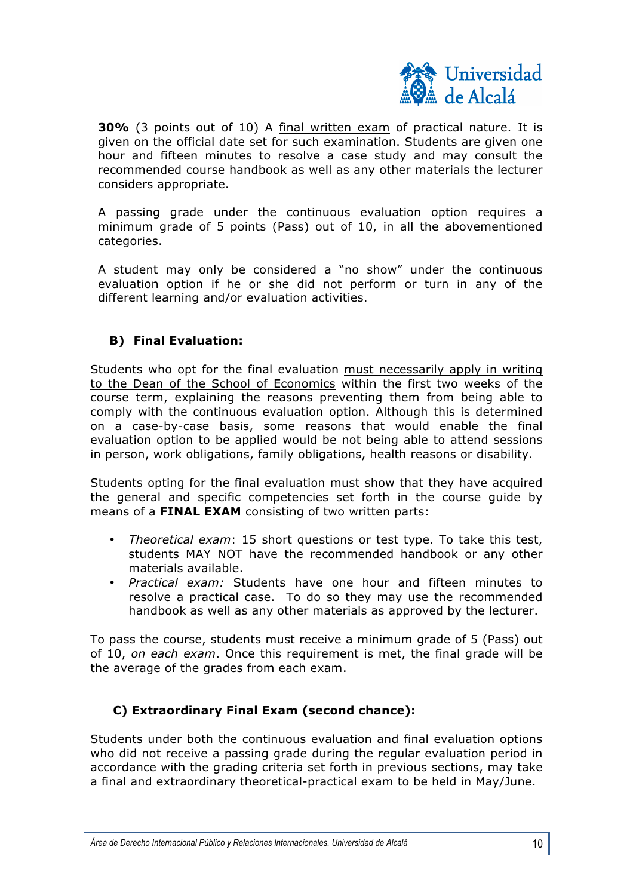**30%** (3 points out of 10) A final written exam of practical nature. It is given on the official date set for such examination. Students are given one hour and fifteen minutes to resolve a case study and may consult the recommended course handbook as well as any other materials the lecturer considers appropriate.

A passing grade under the continuous evaluation option requires a minimum grade of 5 points (Pass) out of 10, in all the abovementioned categories.

A student may only be considered a "no show" under the continuous evaluation option if he or she did not perform or turn in any of the different learning and/or evaluation activities.

### B) Final Evaluation:

Students who opt for the final evaluation must necessarily apply in writing to the Dean of the School of Economics within the first two weeks of the course term, explaining the reasons preventing them from being able to comply with the continuous evaluation option. Although this is determined on a case-by-case basis, some reasons that would enable the final evaluation option to be applied would be not being able to attend sessions in person, work obligations, family obligations, health reasons or disability.

Students opting for the final evaluation must show that they have acquired the general and specific competencies set forth in the course guide by means of a **FINAL EXAM** consisting of two written parts:

- *Theoretical exam*: 15 short questions or test type. To take this test, students MAY NOT have the recommended handbook or any other materials available.
- *Practical exam:* Students have one hour and fifteen minutes to resolve a practical case. To do so they may use the recommended handbook as well as any other materials as approved by the lecturer.

To pass the course, students must receive a minimum grade of 5 (Pass) out of 10, *on each exam*. Once this requirement is met, the final grade will be the average of the grades from each exam.

### C) Extraordinary Final Exam (second chance):

Students under both the continuous evaluation and final evaluation options who did not receive a passing grade during the regular evaluation period in accordance with the grading criteria set forth in previous sections, may take a final and extraordinary theoretical-practical exam to be held in May/June.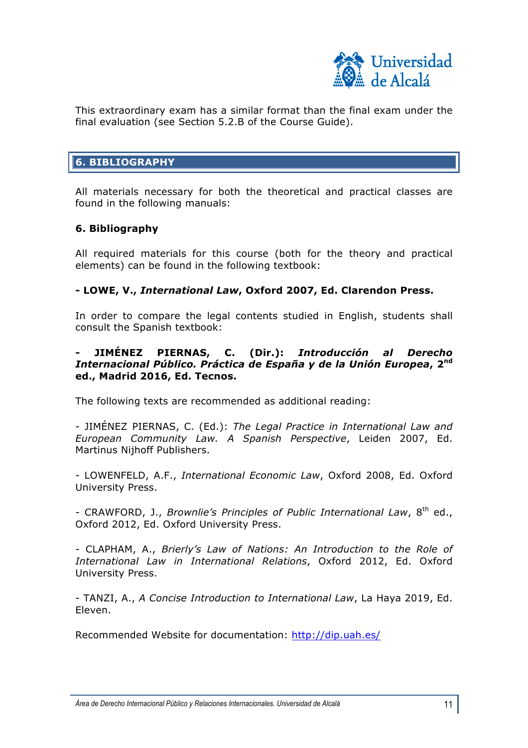This extraordinary exam has a similar format than the final exam under the final evaluation (see Section 5.2.B of the Course Guide).

## 6. BIBLIOGRAPHY

All materials necessary for both the theoretical and practical classes are found in the following manuals:

**6. Bibliography**

All required materials for this course (both for the theory and practical elements) can be found in the following textbook:

**- LOWE, V., *International Law*, Oxford 2007, Ed. Clarendon Press.**

In order to compare the legal contents studied in English, students shall consult the Spanish textbook:

**- JIMÉNEZ PIERNAS, C. (Dir.): *Introducción al Derecho Internacional Público. Práctica de España y de la Unión Europea*, 2nd ed., Madrid 2016, Ed. Tecnos.**

The following texts are recommended as additional reading:

- JIMÉNEZ PIERNAS, C. (Ed.): *The Legal Practice in International Law and European Community Law. A Spanish Perspective*, Leiden 2007, Ed. Martinus Nijhoff Publishers.

- LOWENFELD, A.F., *International Economic Law*, Oxford 2008, Ed. Oxford University Press.

- CRAWFORD, J., *Brownlie's Principles of Public International Law*, 8th ed., Oxford 2012, Ed. Oxford University Press.

- CLAPHAM, A., *Brierly's Law of Nations: An Introduction to the Role of International Law in International Relations*, Oxford 2012, Ed. Oxford University Press.

- TANZI, A., *A Concise Introduction to International Law*, La Haya 2019, Ed. Eleven.

Recommended Website for documentation: http://dip.uah.es/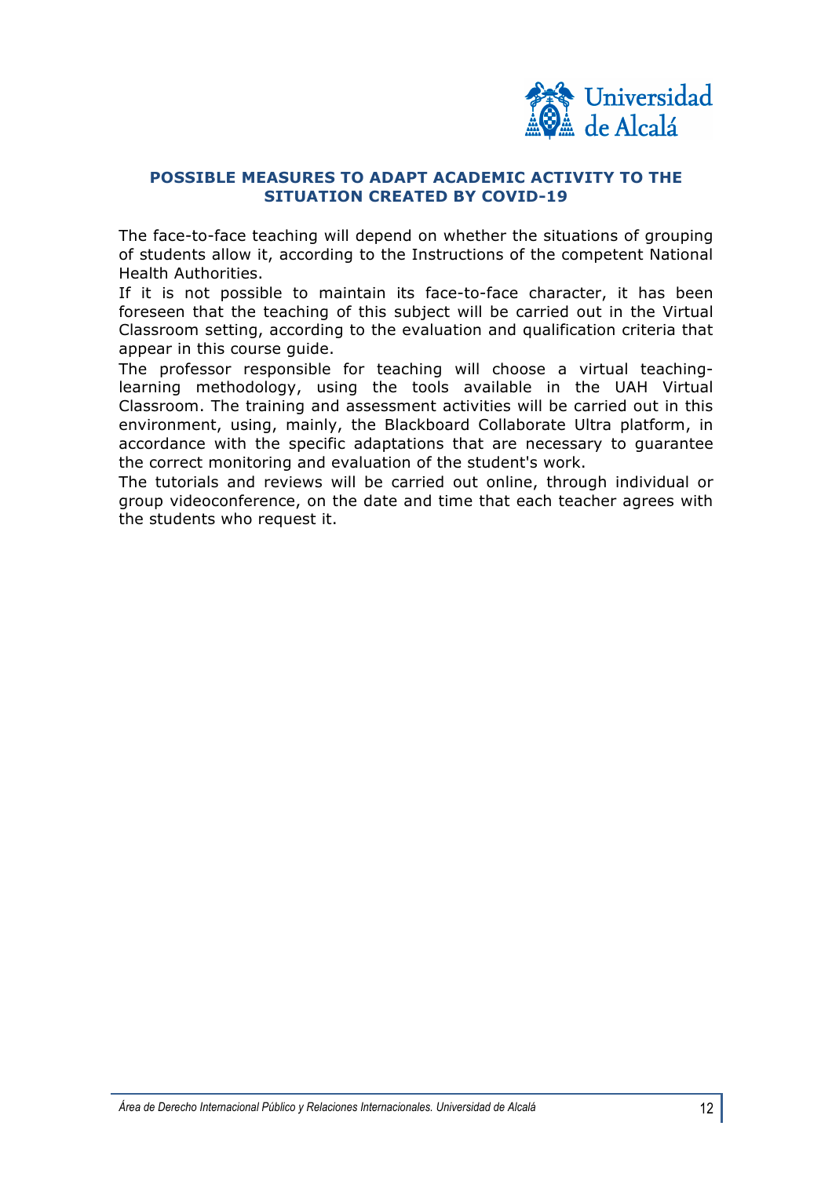## POSSIBLE MEASURES TO ADAPT ACADEMIC ACTIVITY TO THE SITUATION CREATED BY COVID-19

The face-to-face teaching will depend on whether the situations of grouping of students allow it, according to the Instructions of the competent National Health Authorities.

If it is not possible to maintain its face-to-face character, it has been foreseen that the teaching of this subject will be carried out in the Virtual Classroom setting, according to the evaluation and qualification criteria that appear in this course guide.

The professor responsible for teaching will choose a virtual teaching-learning methodology, using the tools available in the UAH Virtual Classroom. The training and assessment activities will be carried out in this environment, using, mainly, the Blackboard Collaborate Ultra platform, in accordance with the specific adaptations that are necessary to guarantee the correct monitoring and evaluation of the student's work.

The tutorials and reviews will be carried out online, through individual or group videoconference, on the date and time that each teacher agrees with the students who request it.